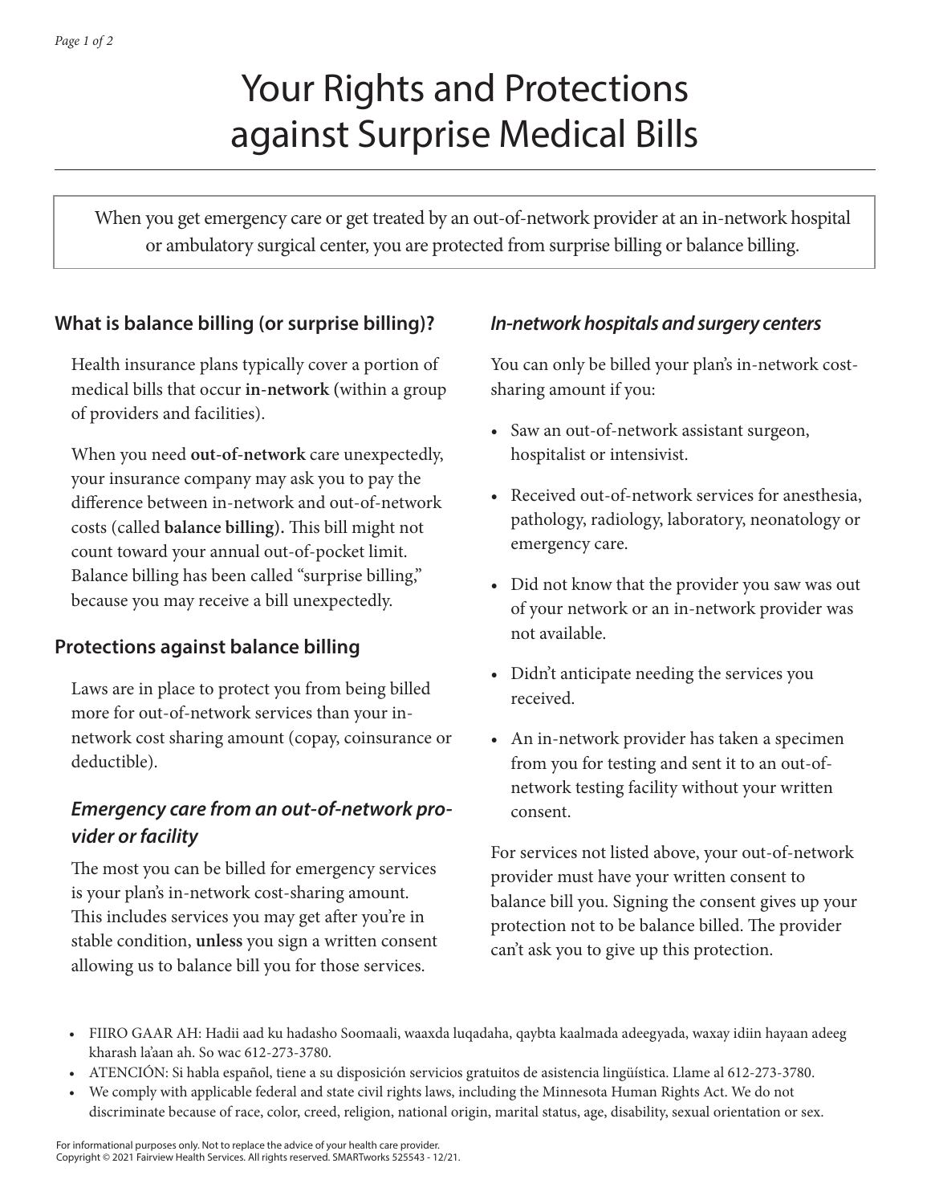# Your Rights and Protections against Surprise Medical Bills

When you get emergency care or get treated by an out-of-network provider at an in-network hospital or ambulatory surgical center, you are protected from surprise billing or balance billing.

## What is balance billing (or surprise billing)?

Health insurance plans typically cover a portion of medical bills that occur **in-network** (within a group of providers and facilities).

When you need **out-of-network** care unexpectedly, your insurance company may ask you to pay the difference between in-network and out-of-network costs (called **balance billing).** This bill might not count toward your annual out-of-pocket limit. Balance billing has been called "surprise billing," because you may receive a bill unexpectedly.

## Protections against balance billing

Laws are in place to protect you from being billed more for out-of-network services than your in-network cost sharing amount (copay, coinsurance or deductible).

### *Emergency care from an out-of-network provider or facility*

The most you can be billed for emergency services is your plan's in-network cost-sharing amount. This includes services you may get after you're in stable condition, **unless** you sign a written consent allowing us to balance bill you for those services.

### *In-network hospitals and surgery centers*

You can only be billed your plan's in-network cost-sharing amount if you:

- Saw an out-of-network assistant surgeon, hospitalist or intensivist.
- Received out-of-network services for anesthesia, pathology, radiology, laboratory, neonatology or emergency care.
- Did not know that the provider you saw was out of your network or an in-network provider was not available.
- Didn't anticipate needing the services you received.
- An in-network provider has taken a specimen from you for testing and sent it to an out-of-network testing facility without your written consent.

For services not listed above, your out-of-network provider must have your written consent to balance bill you. Signing the consent gives up your protection not to be balance billed. The provider can't ask you to give up this protection.

- FIIRO GAAR AH: Hadii aad ku hadasho Soomaali, waaxda luqadaha, qaybta kaalmada adeegyada, waxay idiin hayaan adeeg kharash la'aan ah. So wac 612-273-3780.
- ATENCIÓN: Si habla español, tiene a su disposición servicios gratuitos de asistencia lingüística. Llame al 612-273-3780.
- We comply with applicable federal and state civil rights laws, including the Minnesota Human Rights Act. We do not discriminate because of race, color, creed, religion, national origin, marital status, age, disability, sexual orientation or sex.

For informational purposes only. Not to replace the advice of your health care provider.
Copyright © 2021 Fairview Health Services. All rights reserved. SMARTworks 525543 - 12/21.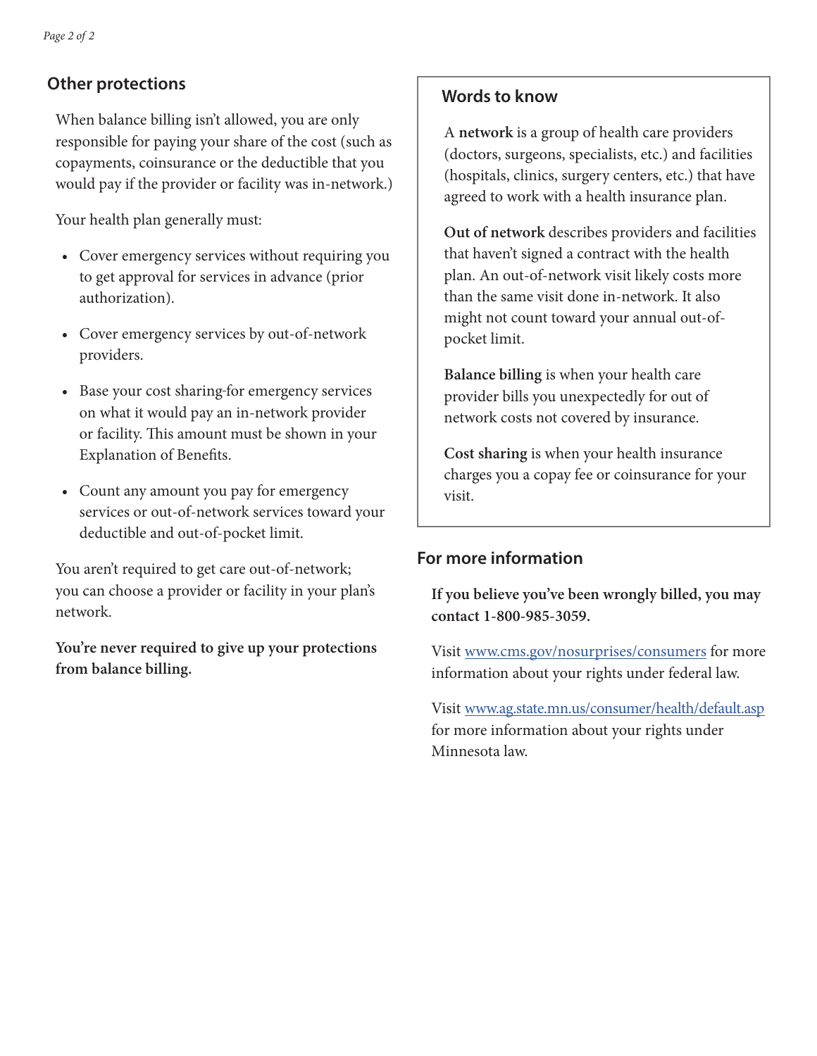## Other protections

When balance billing isn't allowed, you are only responsible for paying your share of the cost (such as copayments, coinsurance or the deductible that you would pay if the provider or facility was in-network.)

Your health plan generally must:

- Cover emergency services without requiring you to get approval for services in advance (prior authorization).
- Cover emergency services by out-of-network providers.
- Base your cost sharing-for emergency services on what it would pay an in-network provider or facility. This amount must be shown in your Explanation of Benefits.
- Count any amount you pay for emergency services or out-of-network services toward your deductible and out-of-pocket limit.

You aren't required to get care out-of-network; you can choose a provider or facility in your plan's network.

**You're never required to give up your protections from balance billing.**

## Words to know

A **network** is a group of health care providers (doctors, surgeons, specialists, etc.) and facilities (hospitals, clinics, surgery centers, etc.) that have agreed to work with a health insurance plan.

**Out of network** describes providers and facilities that haven't signed a contract with the health plan. An out-of-network visit likely costs more than the same visit done in-network. It also might not count toward your annual out-of-pocket limit.

**Balance billing** is when your health care provider bills you unexpectedly for out of network costs not covered by insurance.

**Cost sharing** is when your health insurance charges you a copay fee or coinsurance for your visit.

## For more information

**If you believe you've been wrongly billed, you may contact 1-800-985-3059.**

Visit www.cms.gov/nosurprises/consumers for more information about your rights under federal law.

Visit www.ag.state.mn.us/consumer/health/default.asp for more information about your rights under Minnesota law.